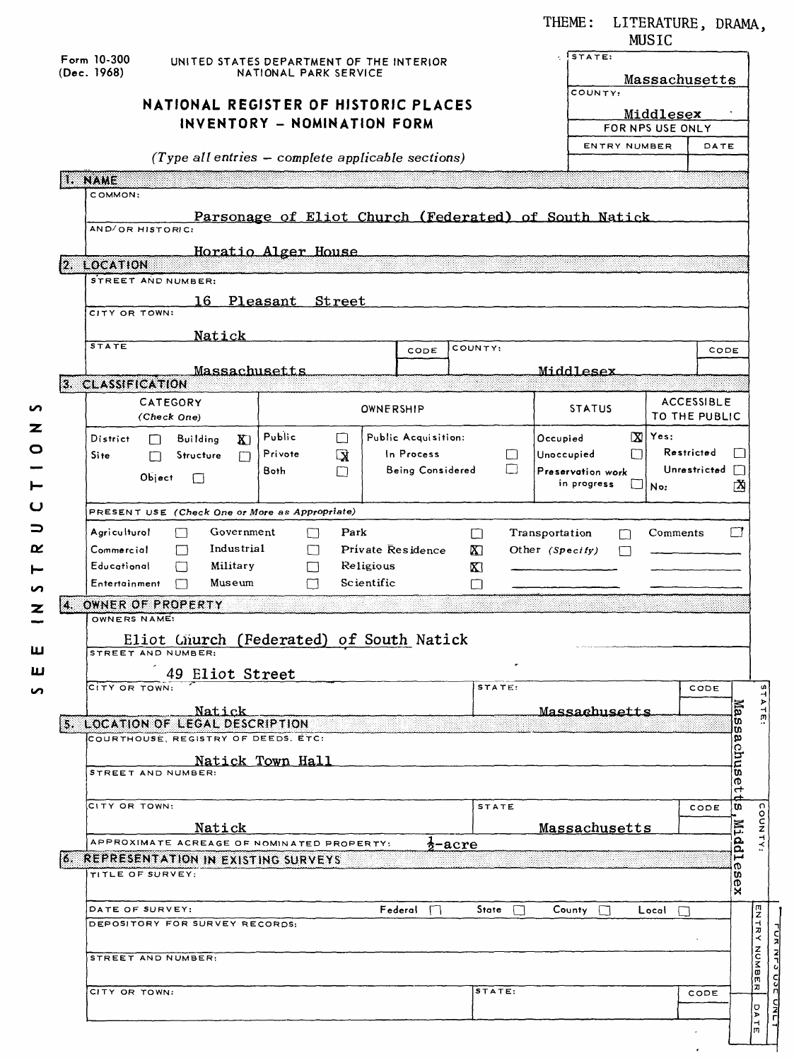THEME: LITERATURE, DRAMA, MUSIC

Form 10-300
(Dec. 1968)

UNITED STATES DEPARTMENT OF THE INTERIOR
NATIONAL PARK SERVICE

# NATIONAL REGISTER OF HISTORIC PLACES
# INVENTORY - NOMINATION FORM

*(Type all entries – complete applicable sections)*

| STATE: | |
|---|---|
| Massachusetts | |
| COUNTY: | |
| Middlesex | |
| FOR NPS USE ONLY | |
| ENTRY NUMBER | DATE |
| | |

SEE INSTRUCTIONS

## 1. NAME

COMMON:
Parsonage of Eliot Church (Federated) of South Natick

AND/OR HISTORIC:
Horatio Alger House

## 2. LOCATION

STREET AND NUMBER:
16 Pleasant Street

CITY OR TOWN:
Natick

| STATE | CODE | COUNTY: | CODE |
|---|---|---|---|
| Massachusetts | | Middlesex | |

## 3. CLASSIFICATION

| CATEGORY (Check One) | OWNERSHIP | | STATUS | ACCESSIBLE TO THE PUBLIC |
|---|---|---|---|---|
| District ☐ Building ☒ | Public ☐ | Public Acquisition: | Occupied ☒ | Yes: |
| Site ☐ Structure ☐ | Private ☒ | In Process ☐ | Unoccupied ☐ | Restricted ☐ |
| Object ☐ | Both ☐ | Being Considered ☐ | Preservation work in progress ☐ | Unrestricted ☐ |
| | | | | No: ☒ |

PRESENT USE *(Check One or More as Appropriate)*

| | | | | |
|---|---|---|---|---|
| Agricultural ☐ | Government ☐ | Park ☐ | Transportation ☐ | Comments ☐ |
| Commercial ☐ | Industrial ☐ | Private Residence ☒ | Other *(Specify)* ☐ | |
| Educational ☐ | Military ☐ | Religious ☒ | | |
| Entertainment ☐ | Museum ☐ | Scientific ☐ | | |

## 4. OWNER OF PROPERTY

OWNERS NAME:
Eliot Church (Federated) of South Natick

STREET AND NUMBER:
49 Eliot Street

| CITY OR TOWN: | STATE: | CODE |
|---|---|---|
| Natick | Massachusetts | |

STATE: Massachusetts

## 5. LOCATION OF LEGAL DESCRIPTION

COURTHOUSE, REGISTRY OF DEEDS, ETC:
Natick Town Hall

STREET AND NUMBER:

| CITY OR TOWN: | STATE | CODE |
|---|---|---|
| Natick | Massachusetts | |

COUNTY: Middlesex

APPROXIMATE ACREAGE OF NOMINATED PROPERTY: ½-acre

## 6. REPRESENTATION IN EXISTING SURVEYS

TITLE OF SURVEY:

DATE OF SURVEY: Federal ☐ State ☐ County ☐ Local ☐

DEPOSITORY FOR SURVEY RECORDS:

STREET AND NUMBER:

| CITY OR TOWN: | STATE: | CODE |
|---|---|---|
| | | |

FOR NPS USE ONLY
ENTRY NUMBER
DATE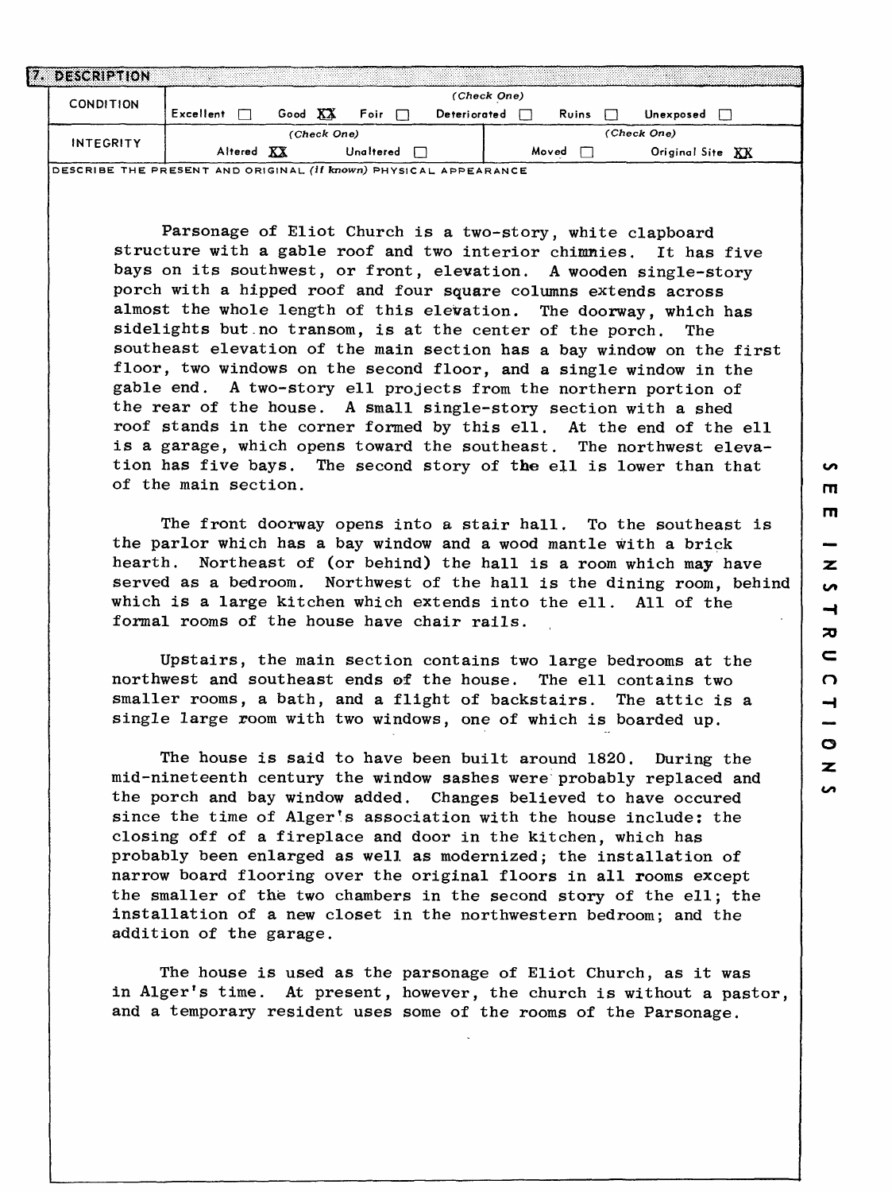## 7. DESCRIPTION

| | | | |
|---|---|---|---|
| CONDITION | *(Check One)* Excellent ☐ Good XX Fair ☐ Deteriorated ☐ Ruins ☐ Unexposed ☐ | | |
| INTEGRITY | *(Check One)* Altered XX Unaltered ☐ | | *(Check One)* Moved ☐ Original Site XX |

DESCRIBE THE PRESENT AND ORIGINAL *(if known)* PHYSICAL APPEARANCE

Parsonage of Eliot Church is a two-story, white clapboard structure with a gable roof and two interior chimnies. It has five bays on its southwest, or front, elevation. A wooden single-story porch with a hipped roof and four square columns extends across almost the whole length of this elevation. The doorway, which has sidelights but no transom, is at the center of the porch. The southeast elevation of the main section has a bay window on the first floor, two windows on the second floor, and a single window in the gable end. A two-story ell projects from the northern portion of the rear of the house. A small single-story section with a shed roof stands in the corner formed by this ell. At the end of the ell is a garage, which opens toward the southeast. The northwest elevation has five bays. The second story of the ell is lower than that of the main section.

The front doorway opens into a stair hall. To the southeast is the parlor which has a bay window and a wood mantle with a brick hearth. Northeast of (or behind) the hall is a room which may have served as a bedroom. Northwest of the hall is the dining room, behind which is a large kitchen which extends into the ell. All of the formal rooms of the house have chair rails.

Upstairs, the main section contains two large bedrooms at the northwest and southeast ends of the house. The ell contains two smaller rooms, a bath, and a flight of backstairs. The attic is a single large room with two windows, one of which is boarded up.

The house is said to have been built around 1820. During the mid-nineteenth century the window sashes were probably replaced and the porch and bay window added. Changes believed to have occured since the time of Alger's association with the house include: the closing off of a fireplace and door in the kitchen, which has probably been enlarged as well as modernized; the installation of narrow board flooring over the original floors in all rooms except the smaller of the two chambers in the second story of the ell; the installation of a new closet in the northwestern bedroom; and the addition of the garage.

The house is used as the parsonage of Eliot Church, as it was in Alger's time. At present, however, the church is without a pastor, and a temporary resident uses some of the rooms of the Parsonage.

SEE INSTRUCTIONS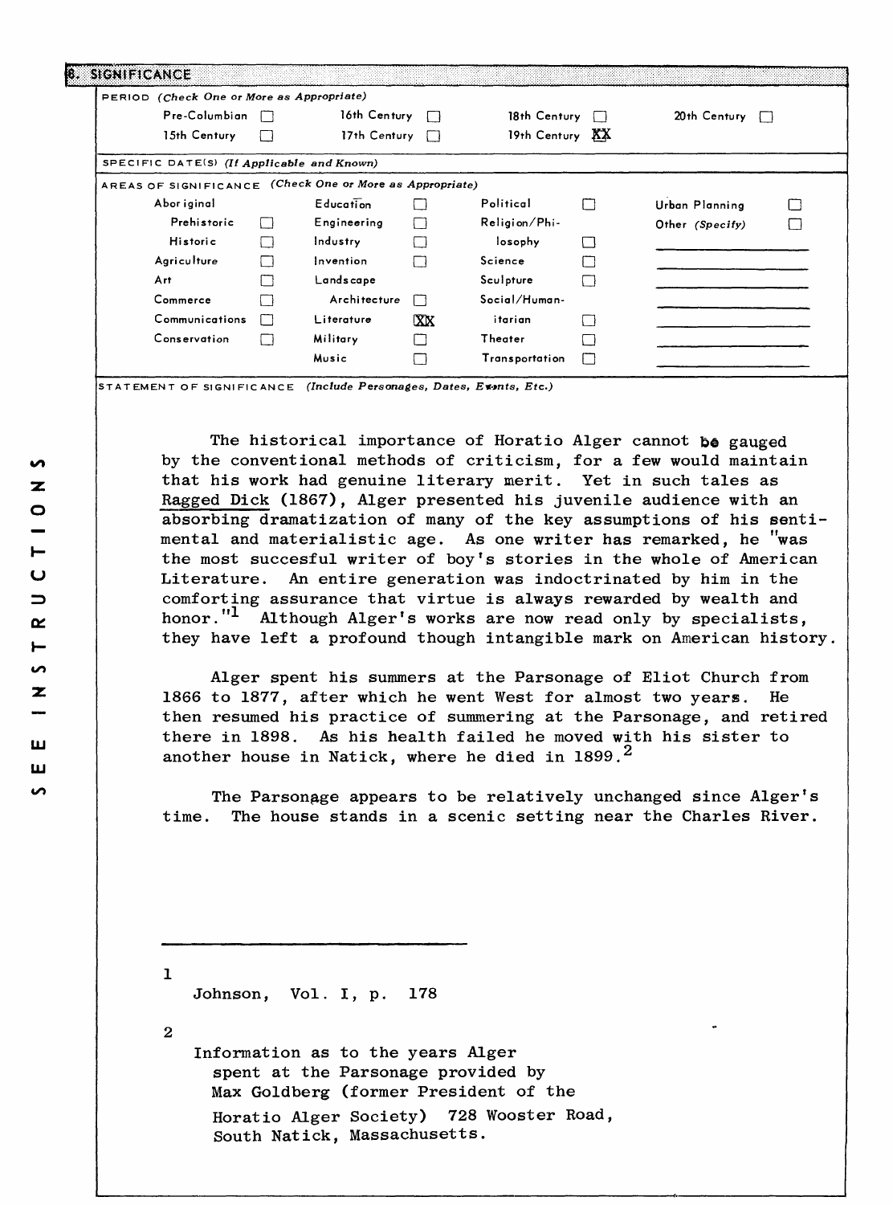## 8. SIGNIFICANCE

PERIOD *(Check One or More as Appropriate)*

| | | | |
|---|---|---|---|
| Pre-Columbian ☐ | 16th Century ☐ | 18th Century ☐ | 20th Century ☐ |
| 15th Century ☐ | 17th Century ☐ | 19th Century XX | |

SPECIFIC DATE(S) *(If Applicable and Known)*

AREAS OF SIGNIFICANCE *(Check One or More as Appropriate)*

| | | | |
|---|---|---|---|
| Aboriginal | Education ☐ | Political ☐ | Urban Planning ☐ |
| Prehistoric ☐ | Engineering ☐ | Religion/Philosophy ☐ | Other *(Specify)* ☐ |
| Historic ☐ | Industry ☐ | Science ☐ | |
| Agriculture ☐ | Invention ☐ | Sculpture ☐ | |
| Art ☐ | Landscape Architecture ☐ | Social/Humanitarian ☐ | |
| Commerce ☐ | Literature XX | Theater ☐ | |
| Communications ☐ | Military ☐ | Transportation ☐ | |
| Conservation ☐ | Music ☐ | | |

STATEMENT OF SIGNIFICANCE *(Include Personages, Dates, Events, Etc.)*

SEE INSTRUCTIONS

The historical importance of Horatio Alger cannot be gauged by the conventional methods of criticism, for a few would maintain that his work had genuine literary merit. Yet in such tales as Ragged Dick (1867), Alger presented his juvenile audience with an absorbing dramatization of many of the key assumptions of his sentimental and materialistic age. As one writer has remarked, he "was the most succesful writer of boy's stories in the whole of American Literature. An entire generation was indoctrinated by him in the comforting assurance that virtue is always rewarded by wealth and honor."[1] Although Alger's works are now read only by specialists, they have left a profound though intangible mark on American history.

Alger spent his summers at the Parsonage of Eliot Church from 1866 to 1877, after which he went West for almost two years. He then resumed his practice of summering at the Parsonage, and retired there in 1898. As his health failed he moved with his sister to another house in Natick, where he died in 1899.[2]

The Parsonage appears to be relatively unchanged since Alger's time. The house stands in a scenic setting near the Charles River.

---

1 Johnson, Vol. I, p. 178

2 Information as to the years Alger spent at the Parsonage provided by Max Goldberg (former President of the Horatio Alger Society) 728 Wooster Road, South Natick, Massachusetts.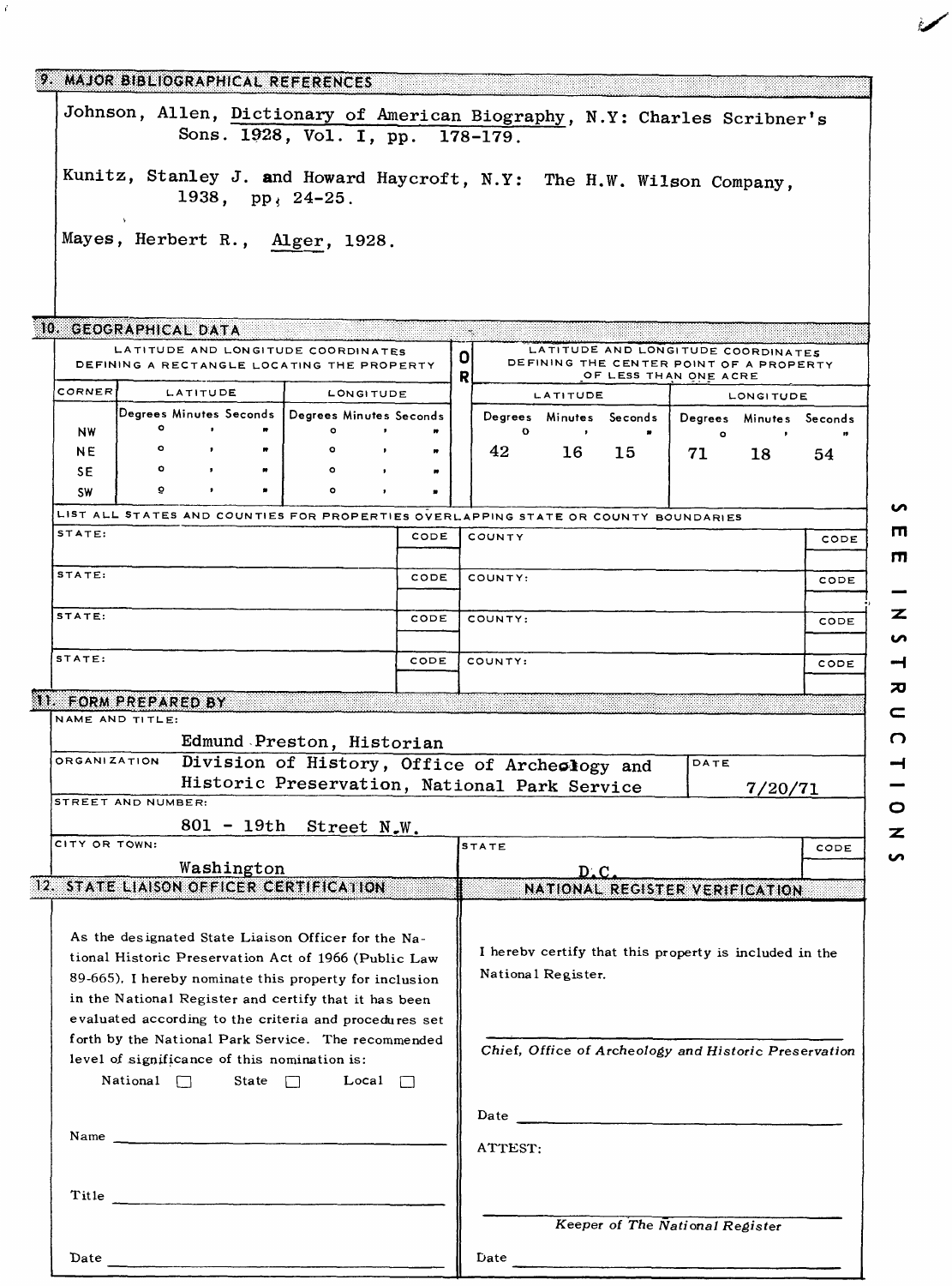## 9. MAJOR BIBLIOGRAPHICAL REFERENCES

Johnson, Allen, Dictionary of American Biography, N.Y: Charles Scribner's Sons. 1928, Vol. I, pp. 178-179.

Kunitz, Stanley J. and Howard Haycroft, N.Y: The H.W. Wilson Company, 1938, pp. 24-25.

Mayes, Herbert R., Alger, 1928.

## 10. GEOGRAPHICAL DATA

| LATITUDE AND LONGITUDE COORDINATES DEFINING A RECTANGLE LOCATING THE PROPERTY | | | OR | LATITUDE AND LONGITUDE COORDINATES DEFINING THE CENTER POINT OF A PROPERTY OF LESS THAN ONE ACRE | |
|---|---|---|---|---|---|
| CORNER | LATITUDE (Degrees Minutes Seconds) | LONGITUDE (Degrees Minutes Seconds) | | LATITUDE (Degrees Minutes Seconds) | LONGITUDE (Degrees Minutes Seconds) |
| NW | ° ' " | ° ' " | | 42° 16' 15" | 71° 18' 54" |
| NE | ° ' " | ° ' " | | | |
| SE | ° ' " | ° ' " | | | |
| SW | ° ' " | ° ' " | | | |

LIST ALL STATES AND COUNTIES FOR PROPERTIES OVERLAPPING STATE OR COUNTY BOUNDARIES

| STATE: | CODE | COUNTY: | CODE |
|---|---|---|---|
| STATE: | CODE | COUNTY: | CODE |
| STATE: | CODE | COUNTY: | CODE |
| STATE: | CODE | COUNTY: | CODE |

## 11. FORM PREPARED BY

NAME AND TITLE: Edmund Preston, Historian

ORGANIZATION: Division of History, Office of Archeology and Historic Preservation, National Park Service

DATE: 7/20/71

STREET AND NUMBER: 801 - 19th Street N.W.

CITY OR TOWN: Washington

STATE: D.C.

CODE:

## 12. STATE LIAISON OFFICER CERTIFICATION

As the designated State Liaison Officer for the National Historic Preservation Act of 1966 (Public Law 89-665), I hereby nominate this property for inclusion in the National Register and certify that it has been evaluated according to the criteria and procedures set forth by the National Park Service. The recommended level of significance of this nomination is:

National ☐ State ☐ Local ☐

Name ______________________

Title ______________________

Date ______________________

## NATIONAL REGISTER VERIFICATION

I hereby certify that this property is included in the National Register.

______________________

*Chief, Office of Archeology and Historic Preservation*

Date ______________________

ATTEST:

______________________

*Keeper of The National Register*

Date ______________________

SEE INSTRUCTIONS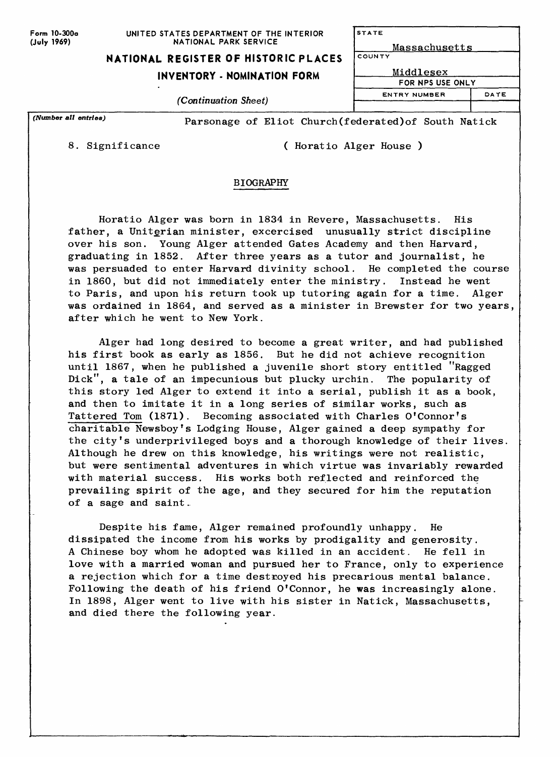Form 10-300a
(July 1969)

UNITED STATES DEPARTMENT OF THE INTERIOR
NATIONAL PARK SERVICE

**NATIONAL REGISTER OF HISTORIC PLACES**

**INVENTORY - NOMINATION FORM**

*(Continuation Sheet)*

| STATE | |
|---|---|
| Massachusetts | |
| COUNTY | |
| Middlesex | |
| FOR NPS USE ONLY | |
| ENTRY NUMBER | DATE |
| | |

*(Number all entries)*

Parsonage of Eliot Church(federated)of South Natick

8. Significance ( Horatio Alger House )

BIOGRAPHY

Horatio Alger was born in 1834 in Revere, Massachusetts. His father, a Uniterian minister, excercised unusually strict discipline over his son. Young Alger attended Gates Academy and then Harvard, graduating in 1852. After three years as a tutor and journalist, he was persuaded to enter Harvard divinity school. He completed the course in 1860, but did not immediately enter the ministry. Instead he went to Paris, and upon his return took up tutoring again for a time. Alger was ordained in 1864, and served as a minister in Brewster for two years, after which he went to New York.

Alger had long desired to become a great writer, and had published his first book as early as 1856. But he did not achieve recognition until 1867, when he published a juvenile short story entitled "Ragged Dick", a tale of an impecunious but plucky urchin. The popularity of this story led Alger to extend it into a serial, publish it as a book, and then to imitate it in a long series of similar works, such as Tattered Tom (1871). Becoming associated with Charles O'Connor's charitable Newsboy's Lodging House, Alger gained a deep sympathy for the city's underprivileged boys and a thorough knowledge of their lives. Although he drew on this knowledge, his writings were not realistic, but were sentimental adventures in which virtue was invariably rewarded with material success. His works both reflected and reinforced the prevailing spirit of the age, and they secured for him the reputation of a sage and saint.

Despite his fame, Alger remained profoundly unhappy. He dissipated the income from his works by prodigality and generosity. A Chinese boy whom he adopted was killed in an accident. He fell in love with a married woman and pursued her to France, only to experience a rejection which for a time destroyed his precarious mental balance. Following the death of his friend O'Connor, he was increasingly alone. In 1898, Alger went to live with his sister in Natick, Massachusetts, and died there the following year.